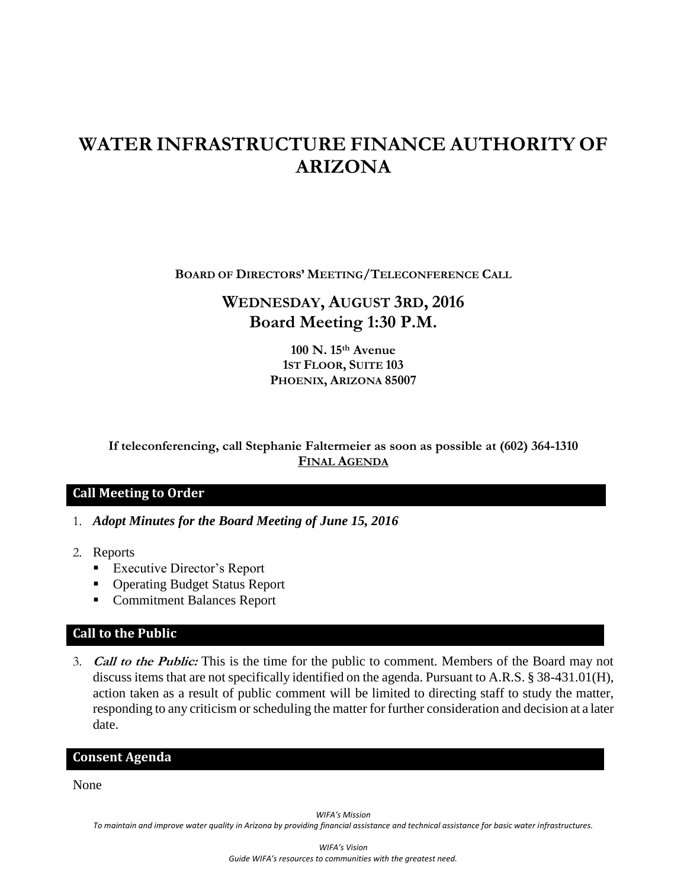# WATER INFRASTRUCTURE FINANCE AUTHORITY OF ARIZONA

**BOARD OF DIRECTORS' MEETING/TELECONFERENCE CALL**

## WEDNESDAY, AUGUST 3RD, 2016
## Board Meeting 1:30 P.M.

**100 N. 15th Avenue**
**1ST FLOOR, SUITE 103**
**PHOENIX, ARIZONA 85007**

**If teleconferencing, call Stephanie Faltermeier as soon as possible at (602) 364-1310**

**FINAL AGENDA**

## Call Meeting to Order

1. ***Adopt Minutes for the Board Meeting of June 15, 2016***

2. Reports
   - Executive Director's Report
   - Operating Budget Status Report
   - Commitment Balances Report

## Call to the Public

3. ***Call to the Public:*** This is the time for the public to comment. Members of the Board may not discuss items that are not specifically identified on the agenda. Pursuant to A.R.S. § 38-431.01(H), action taken as a result of public comment will be limited to directing staff to study the matter, responding to any criticism or scheduling the matter for further consideration and decision at a later date.

## Consent Agenda

None

*WIFA's Mission*
*To maintain and improve water quality in Arizona by providing financial assistance and technical assistance for basic water infrastructures.*

*WIFA's Vision*
*Guide WIFA's resources to communities with the greatest need.*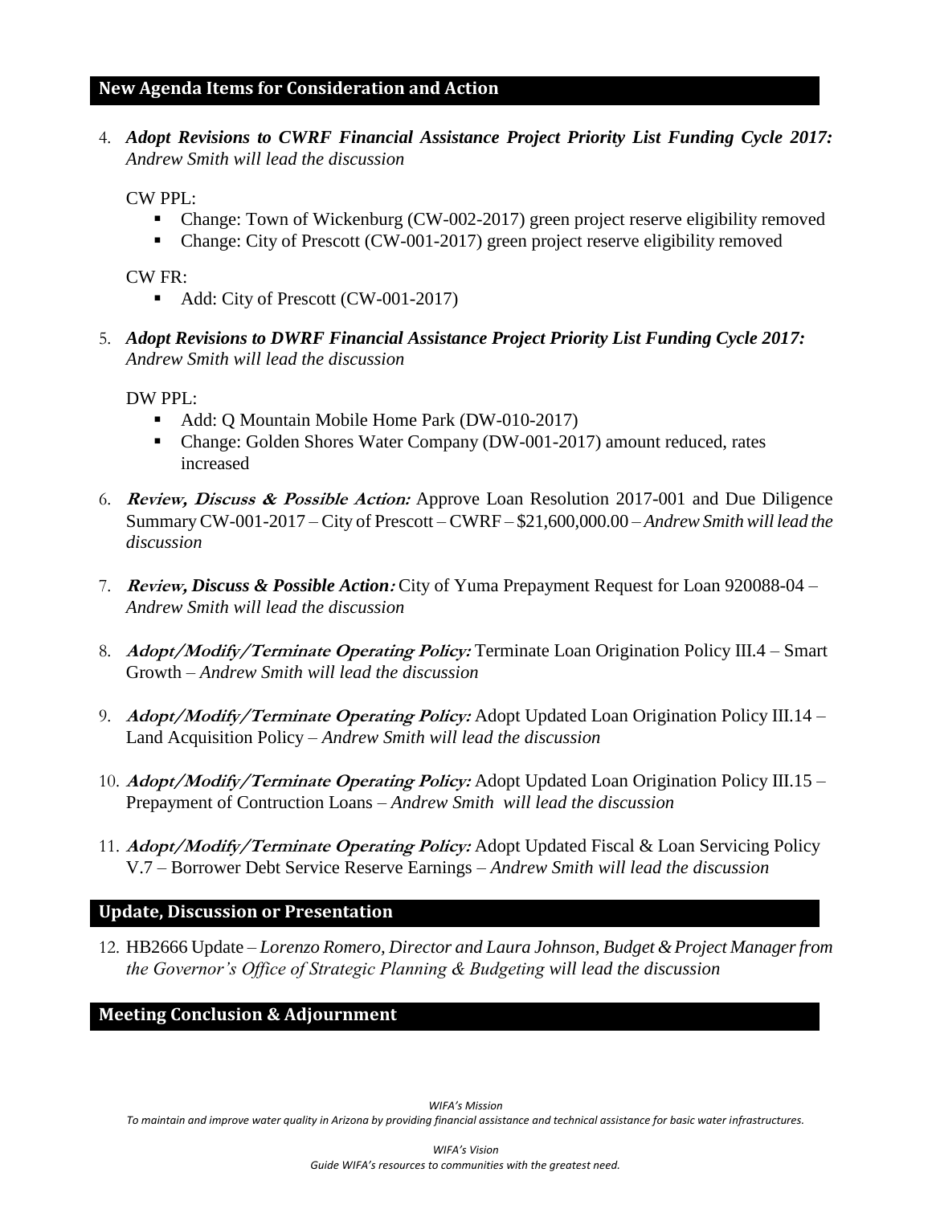## New Agenda Items for Consideration and Action

4. ***Adopt Revisions to CWRF Financial Assistance Project Priority List Funding Cycle 2017:*** *Andrew Smith will lead the discussion*

   CW PPL:
   - Change: Town of Wickenburg (CW-002-2017) green project reserve eligibility removed
   - Change: City of Prescott (CW-001-2017) green project reserve eligibility removed

   CW FR:
   - Add: City of Prescott (CW-001-2017)

5. ***Adopt Revisions to DWRF Financial Assistance Project Priority List Funding Cycle 2017:*** *Andrew Smith will lead the discussion*

   DW PPL:
   - Add: Q Mountain Mobile Home Park (DW-010-2017)
   - Change: Golden Shores Water Company (DW-001-2017) amount reduced, rates increased

6. ***Review, Discuss & Possible Action:*** Approve Loan Resolution 2017-001 and Due Diligence Summary CW-001-2017 – City of Prescott – CWRF – $21,600,000.00 – *Andrew Smith will lead the discussion*

7. ***Review, Discuss & Possible Action:*** City of Yuma Prepayment Request for Loan 920088-04 – *Andrew Smith will lead the discussion*

8. ***Adopt/Modify/Terminate Operating Policy:*** Terminate Loan Origination Policy III.4 – Smart Growth – *Andrew Smith will lead the discussion*

9. ***Adopt/Modify/Terminate Operating Policy:*** Adopt Updated Loan Origination Policy III.14 – Land Acquisition Policy – *Andrew Smith will lead the discussion*

10. ***Adopt/Modify/Terminate Operating Policy:*** Adopt Updated Loan Origination Policy III.15 – Prepayment of Contruction Loans – *Andrew Smith will lead the discussion*

11. ***Adopt/Modify/Terminate Operating Policy:*** Adopt Updated Fiscal & Loan Servicing Policy V.7 – Borrower Debt Service Reserve Earnings – *Andrew Smith will lead the discussion*

## Update, Discussion or Presentation

12. HB2666 Update – *Lorenzo Romero, Director and Laura Johnson, Budget & Project Manager from the Governor's Office of Strategic Planning & Budgeting will lead the discussion*

## Meeting Conclusion & Adjournment

*WIFA's Mission*
*To maintain and improve water quality in Arizona by providing financial assistance and technical assistance for basic water infrastructures.*

*WIFA's Vision*
*Guide WIFA's resources to communities with the greatest need.*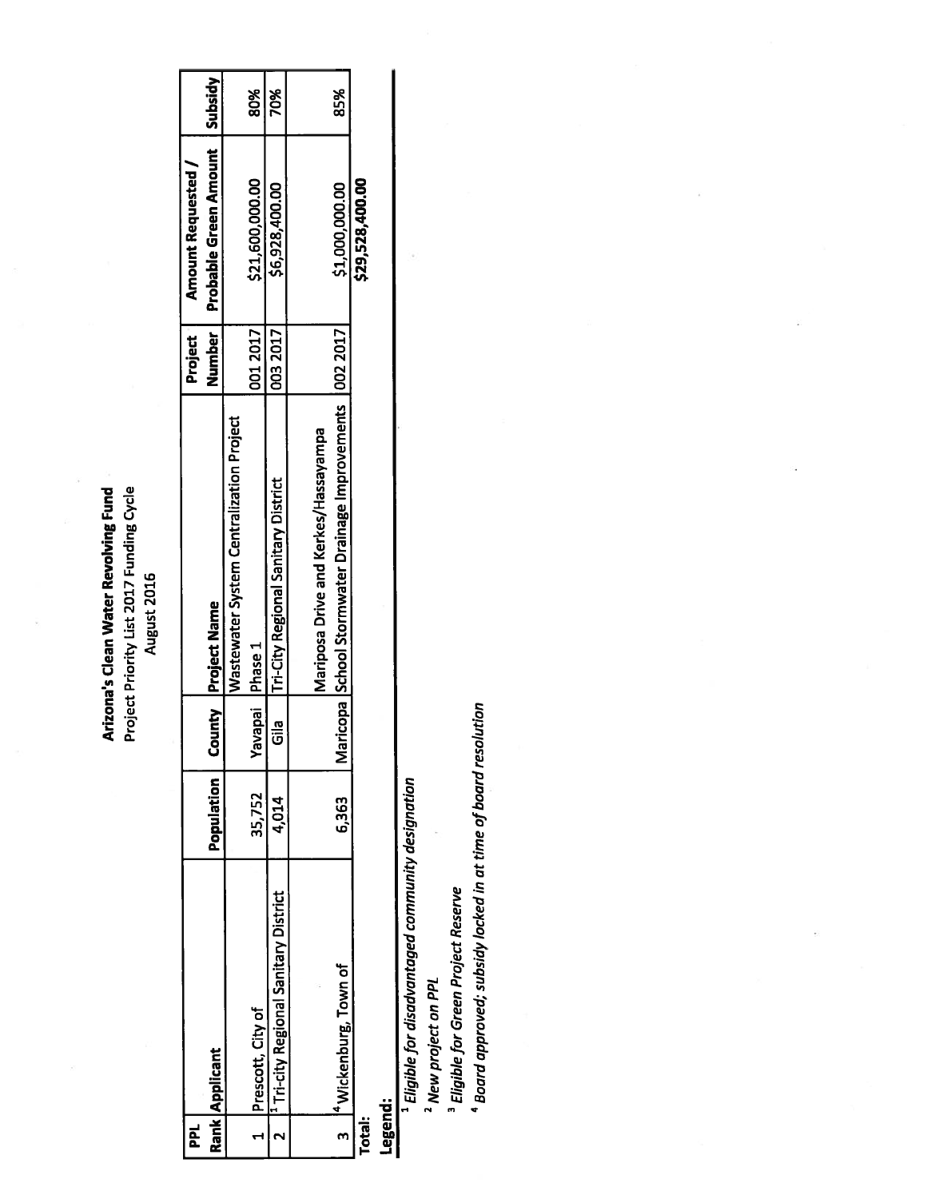**Arizona's Clean Water Revolving Fund**
Project Priority List 2017 Funding Cycle
August 2016

| PPL Rank | Applicant | Population | County | Project Name | Project Number | Amount Requested / Probable Green Amount | Subsidy |
|---|---|---|---|---|---|---|---|
| 1 | Prescott, City of | 35,752 | Yavapai | Wastewater System Centralization Project Phase 1 | 001 2017 | $21,600,000.00 | 80% |
| 2 | [1] Tri-city Regional Sanitary District | 4,014 | Gila | Tri-City Regional Sanitary District | 003 2017 | $6,928,400.00 | 70% |
| 3 | [4] Wickenburg, Town of | 6,363 | Maricopa | Mariposa Drive and Kerkes/Hassayampa School Stormwater Drainage Improvements | 002 2017 | $1,000,000.00 | 85% |
| **Total:** | | | | | | **$29,528,400.00** | |

**Legend:**

[1] *Eligible for disadvantaged community designation*

[2] *New project on PPL*

[3] *Eligible for Green Project Reserve*

[4] *Board approved; subsidy locked in at time of board resolution*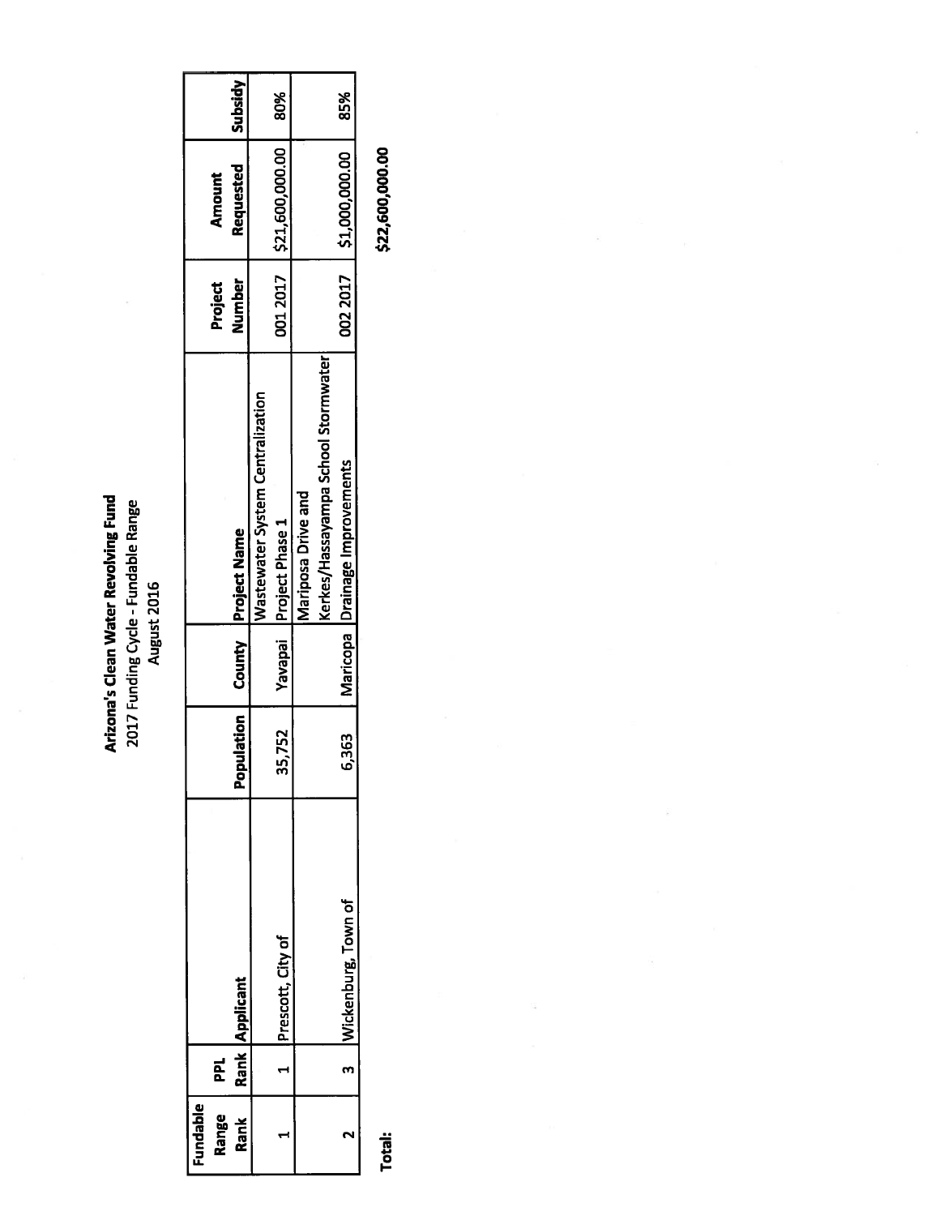**Arizona's Clean Water Revolving Fund**

2017 Funding Cycle - Fundable Range

August 2016

| Fundable Range Rank | PPL Rank | Applicant | Population | County | Project Name | Project Number | Amount Requested | Subsidy |
|---|---|---|---|---|---|---|---|---|
| 1 | 1 | Prescott, City of | 35,752 | Yavapai | Wastewater System Centralization Project Phase 1 | 001 2017 | $21,600,000.00 | 80% |
| 2 | 3 | Wickenburg, Town of | 6,363 | Maricopa | Mariposa Drive and Kerkes/Hassayampa School Stormwater Drainage Improvements | 002 2017 | $1,000,000.00 | 85% |
| **Total:** | | | | | | | $22,600,000.00 | |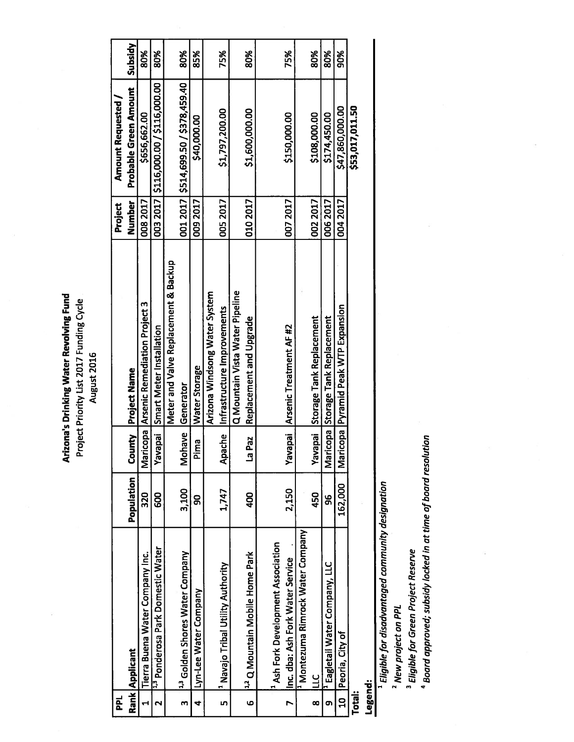# Arizona's Drinking Water Revolving Fund

Project Priority List 2017 Funding Cycle

August 2016

| PPL Rank | Applicant | Population | County | Project Name | Project Number | Amount Requested / Probable Green Amount | Subsidy |
|---|---|---|---|---|---|---|---|
| 1 | Tierra Buena Water Company Inc. | 320 | Maricopa | Arsenic Remediation Project 3 | 008 2017 | $656,662.00 | 80% |
| 2 | [1,3] Ponderosa Park Domestic Water | 600 | Yavapai | Smart Meter Installation | 003 2017 | $116,000.00 / $116,000.00 | 80% |
| 3 | [1,3] Golden Shores Water Company | 3,100 | Mohave | Meter and Valve Replacement & Backup Generator | 001 2017 | $514,699.50 / $378,459.40 | 80% |
| 4 | Lyn-Lee Water Company | 90 | Pima | Water Storage | 009 2017 | $40,000.00 | 85% |
| 5 | [1] Navajo Tribal Utility Authority | 1,747 | Apache | Arizona Windsong Water System Infrastructure Improvements | 005 2017 | $1,797,200.00 | 75% |
| 6 | [1,2] Q Mountain Mobile Home Park | 400 | La Paz | Q Mountain Vista Water Pipeline Replacement and Upgrade | 010 2017 | $1,600,000.00 | 80% |
| 7 | [1] Ash Fork Development Association Inc. dba: Ash Fork Water Service | 2,150 | Yavapai | Arsenic Treatment AF #2 | 007 2017 | $150,000.00 | 75% |
| 8 | [1] Montezuma Rimrock Water Company LLC | 450 | Yavapai | Storage Tank Replacement | 002 2017 | $108,000.00 | 80% |
| 9 | [1] Eagletail Water Company, LLC | 96 | Maricopa | Storage Tank Replacement | 006 2017 | $174,450.00 | 80% |
| 10 | Peoria, City of | 162,000 | Maricopa | Pyramid Peak WTP Expansion | 004 2017 | $47,860,000.00 | 90% |
| **Total:** | | | | | | **$53,017,011.50** | |

**Legend:**

[1] *Eligible for disadvantaged community designation*

[2] *New project on PPL*

[3] *Eligible for Green Project Reserve*

[4] *Board approved; subsidy locked in at time of board resolution*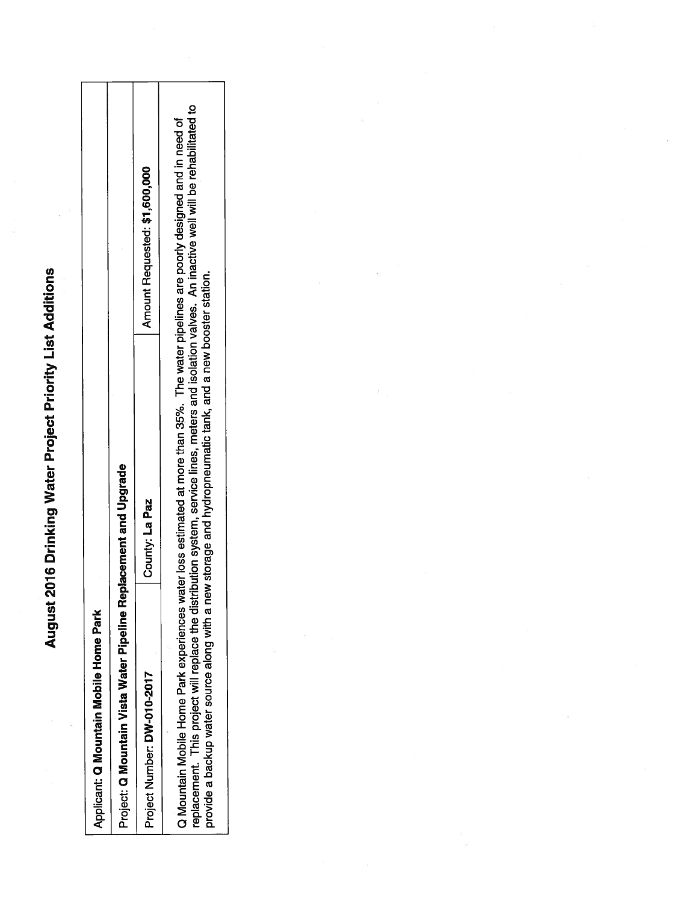# August 2016 Drinking Water Project Priority List Additions

| Applicant: **Q Mountain Mobile Home Park** | |
|---|---|
| Project: **Q Mountain Vista Water Pipeline Replacement and Upgrade** | |
| Project Number: **DW-010-2017** | County: **La Paz** | Amount Requested: **$1,600,000** |
| Q Mountain Mobile Home Park experiences water loss estimated at more than 35%. The water pipelines are poorly designed and in need of replacement. This project will replace the distribution system, service lines, meters and isolation valves. An inactive well will be rehabilitated to provide a backup water source along with a new storage and hydropneumatic tank, and a new booster station. | | |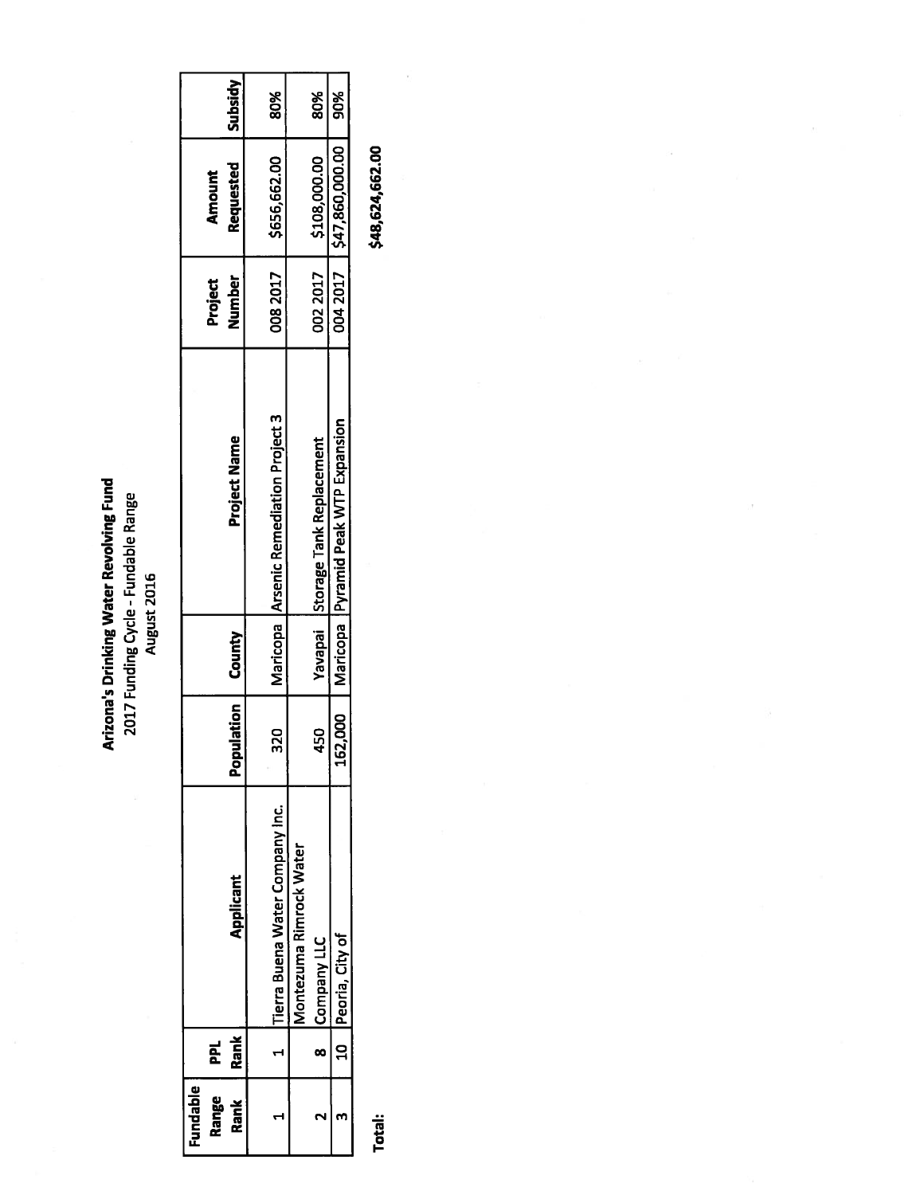**Arizona's Drinking Water Revolving Fund**

2017 Funding Cycle - Fundable Range

August 2016

| Fundable Range Rank | PPL Rank | Applicant | Population | County | Project Name | Project Number | Amount Requested | Subsidy |
|---|---|---|---|---|---|---|---|---|
| 1 | 1 | Tierra Buena Water Company Inc. | 320 | Maricopa | Arsenic Remediation Project 3 | 008 2017 | $656,662.00 | 80% |
| 2 | 8 | Montezuma Rimrock Water Company LLC | 450 | Yavapai | Storage Tank Replacement | 002 2017 | $108,000.00 | 80% |
| 3 | 10 | Peoria, City of | 162,000 | Maricopa | Pyramid Peak WTP Expansion | 004 2017 | $47,860,000.00 | 90% |

**Total:** **$48,624,662.00**